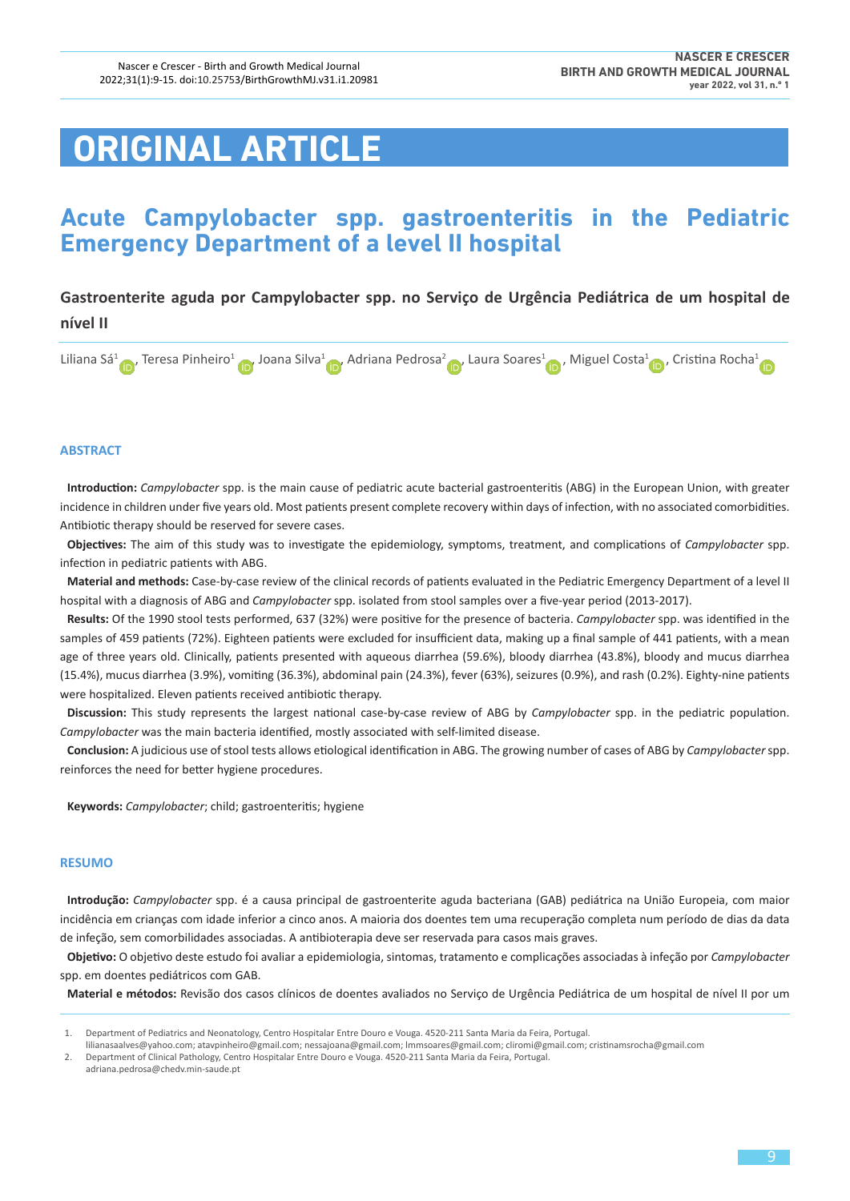# ORIGINAL ARTICLE

# Acute Campylobacter spp. gastroenteritis in the Pediatric Emergency Department of a level II hospital

## Gastroenterite aguda por Campylobacter spp. no Serviço de Urgência Pediátrica de um hospital de nível II

Liliana Sá[1], Teresa Pinheiro[1], Joana Silva[1], Adriana Pedrosa[2], Laura Soares[1], Miguel Costa[1], Cristina Rocha[1]

### ABSTRACT

**Introduction:** *Campylobacter* spp. is the main cause of pediatric acute bacterial gastroenteritis (ABG) in the European Union, with greater incidence in children under five years old. Most patients present complete recovery within days of infection, with no associated comorbidities. Antibiotic therapy should be reserved for severe cases.

**Objectives:** The aim of this study was to investigate the epidemiology, symptoms, treatment, and complications of *Campylobacter* spp. infection in pediatric patients with ABG.

**Material and methods:** Case-by-case review of the clinical records of patients evaluated in the Pediatric Emergency Department of a level II hospital with a diagnosis of ABG and *Campylobacter* spp. isolated from stool samples over a five-year period (2013-2017).

**Results:** Of the 1990 stool tests performed, 637 (32%) were positive for the presence of bacteria. *Campylobacter* spp. was identified in the samples of 459 patients (72%). Eighteen patients were excluded for insufficient data, making up a final sample of 441 patients, with a mean age of three years old. Clinically, patients presented with aqueous diarrhea (59.6%), bloody diarrhea (43.8%), bloody and mucus diarrhea (15.4%), mucus diarrhea (3.9%), vomiting (36.3%), abdominal pain (24.3%), fever (63%), seizures (0.9%), and rash (0.2%). Eighty-nine patients were hospitalized. Eleven patients received antibiotic therapy.

**Discussion:** This study represents the largest national case-by-case review of ABG by *Campylobacter* spp. in the pediatric population. *Campylobacter* was the main bacteria identified, mostly associated with self-limited disease.

**Conclusion:** A judicious use of stool tests allows etiological identification in ABG. The growing number of cases of ABG by *Campylobacter* spp. reinforces the need for better hygiene procedures.

**Keywords:** *Campylobacter*; child; gastroenteritis; hygiene

### RESUMO

**Introdução:** *Campylobacter* spp. é a causa principal de gastroenterite aguda bacteriana (GAB) pediátrica na União Europeia, com maior incidência em crianças com idade inferior a cinco anos. A maioria dos doentes tem uma recuperação completa num período de dias da data de infeção, sem comorbilidades associadas. A antibioterapia deve ser reservada para casos mais graves.

**Objetivo:** O objetivo deste estudo foi avaliar a epidemiologia, sintomas, tratamento e complicações associadas à infeção por *Campylobacter* spp. em doentes pediátricos com GAB.

**Material e métodos:** Revisão dos casos clínicos de doentes avaliados no Serviço de Urgência Pediátrica de um hospital de nível II por um

---

1. Department of Pediatrics and Neonatology, Centro Hospitalar Entre Douro e Vouga. 4520-211 Santa Maria da Feira, Portugal. lilianasaalves@yahoo.com; atavpinheiro@gmail.com; nessajoana@gmail.com; lmmsoares@gmail.com; cliromi@gmail.com; cristinamsrocha@gmail.com
2. Department of Clinical Pathology, Centro Hospitalar Entre Douro e Vouga. 4520-211 Santa Maria da Feira, Portugal. adriana.pedrosa@chedv.min-saude.pt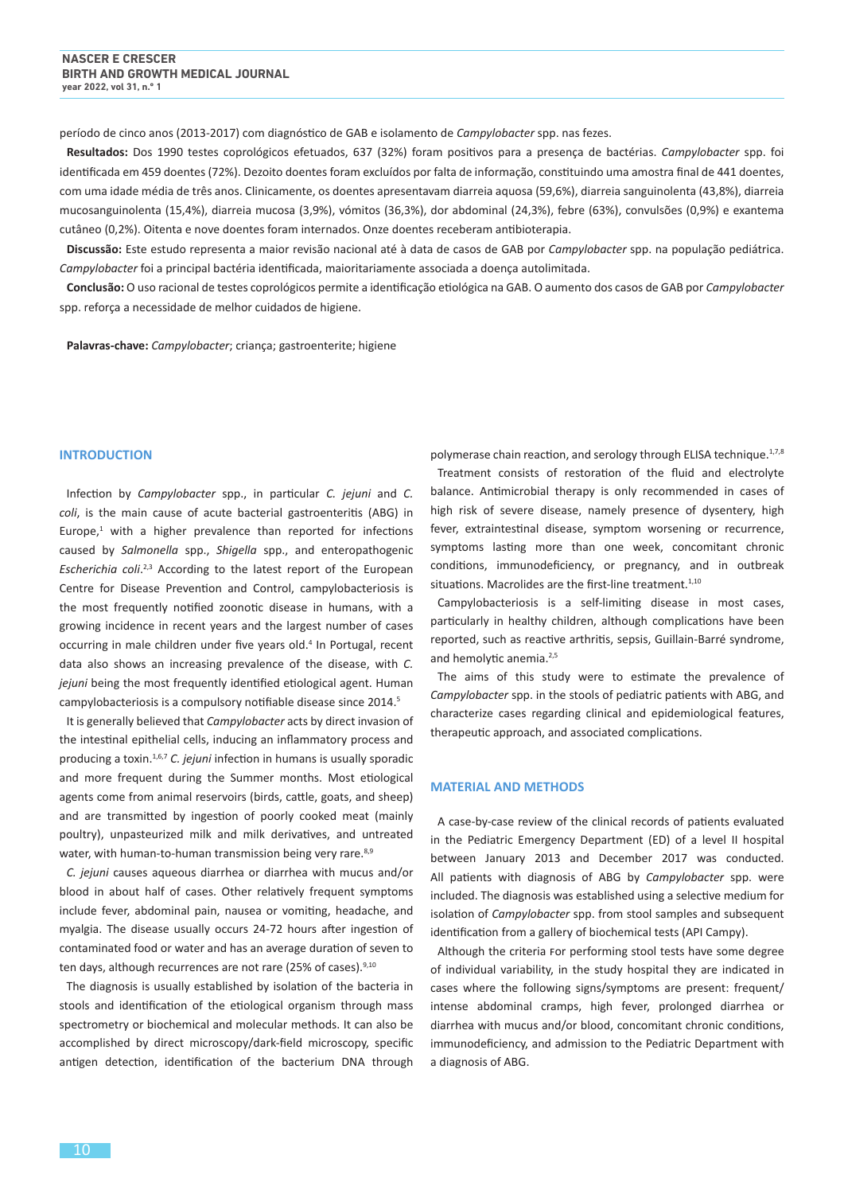período de cinco anos (2013-2017) com diagnóstico de GAB e isolamento de *Campylobacter* spp. nas fezes.

**Resultados:** Dos 1990 testes coprológicos efetuados, 637 (32%) foram positivos para a presença de bactérias. *Campylobacter* spp. foi identificada em 459 doentes (72%). Dezoito doentes foram excluídos por falta de informação, constituindo uma amostra final de 441 doentes, com uma idade média de três anos. Clinicamente, os doentes apresentavam diarreia aquosa (59,6%), diarreia sanguinolenta (43,8%), diarreia mucosanguinolenta (15,4%), diarreia mucosa (3,9%), vómitos (36,3%), dor abdominal (24,3%), febre (63%), convulsões (0,9%) e exantema cutâneo (0,2%). Oitenta e nove doentes foram internados. Onze doentes receberam antibioterapia.

**Discussão:** Este estudo representa a maior revisão nacional até à data de casos de GAB por *Campylobacter* spp. na população pediátrica. *Campylobacter* foi a principal bactéria identificada, maioritariamente associada a doença autolimitada.

**Conclusão:** O uso racional de testes coprológicos permite a identificação etiológica na GAB. O aumento dos casos de GAB por *Campylobacter* spp. reforça a necessidade de melhor cuidados de higiene.

**Palavras-chave:** *Campylobacter*; criança; gastroenterite; higiene

## INTRODUCTION

Infection by *Campylobacter* spp., in particular *C. jejuni* and *C. coli*, is the main cause of acute bacterial gastroenteritis (ABG) in Europe,[1] with a higher prevalence than reported for infections caused by *Salmonella* spp., *Shigella* spp., and enteropathogenic *Escherichia coli*.[2,3] According to the latest report of the European Centre for Disease Prevention and Control, campylobacteriosis is the most frequently notified zoonotic disease in humans, with a growing incidence in recent years and the largest number of cases occurring in male children under five years old.[4] In Portugal, recent data also shows an increasing prevalence of the disease, with *C. jejuni* being the most frequently identified etiological agent. Human campylobacteriosis is a compulsory notifiable disease since 2014.[5]

It is generally believed that *Campylobacter* acts by direct invasion of the intestinal epithelial cells, inducing an inflammatory process and producing a toxin.[1,6,7] *C. jejuni* infection in humans is usually sporadic and more frequent during the Summer months. Most etiological agents come from animal reservoirs (birds, cattle, goats, and sheep) and are transmitted by ingestion of poorly cooked meat (mainly poultry), unpasteurized milk and milk derivatives, and untreated water, with human-to-human transmission being very rare.[8,9]

*C. jejuni* causes aqueous diarrhea or diarrhea with mucus and/or blood in about half of cases. Other relatively frequent symptoms include fever, abdominal pain, nausea or vomiting, headache, and myalgia. The disease usually occurs 24-72 hours after ingestion of contaminated food or water and has an average duration of seven to ten days, although recurrences are not rare (25% of cases).[9,10]

The diagnosis is usually established by isolation of the bacteria in stools and identification of the etiological organism through mass spectrometry or biochemical and molecular methods. It can also be accomplished by direct microscopy/dark-field microscopy, specific antigen detection, identification of the bacterium DNA through polymerase chain reaction, and serology through ELISA technique.[1,7,8]

Treatment consists of restoration of the fluid and electrolyte balance. Antimicrobial therapy is only recommended in cases of high risk of severe disease, namely presence of dysentery, high fever, extraintestinal disease, symptom worsening or recurrence, symptoms lasting more than one week, concomitant chronic conditions, immunodeficiency, or pregnancy, and in outbreak situations. Macrolides are the first-line treatment.[1,10]

Campylobacteriosis is a self-limiting disease in most cases, particularly in healthy children, although complications have been reported, such as reactive arthritis, sepsis, Guillain-Barré syndrome, and hemolytic anemia.[2,5]

The aims of this study were to estimate the prevalence of *Campylobacter* spp. in the stools of pediatric patients with ABG, and characterize cases regarding clinical and epidemiological features, therapeutic approach, and associated complications.

## MATERIAL AND METHODS

A case-by-case review of the clinical records of patients evaluated in the Pediatric Emergency Department (ED) of a level II hospital between January 2013 and December 2017 was conducted. All patients with diagnosis of ABG by *Campylobacter* spp. were included. The diagnosis was established using a selective medium for isolation of *Campylobacter* spp. from stool samples and subsequent identification from a gallery of biochemical tests (API Campy).

Although the criteria for performing stool tests have some degree of individual variability, in the study hospital they are indicated in cases where the following signs/symptoms are present: frequent/intense abdominal cramps, high fever, prolonged diarrhea or diarrhea with mucus and/or blood, concomitant chronic conditions, immunodeficiency, and admission to the Pediatric Department with a diagnosis of ABG.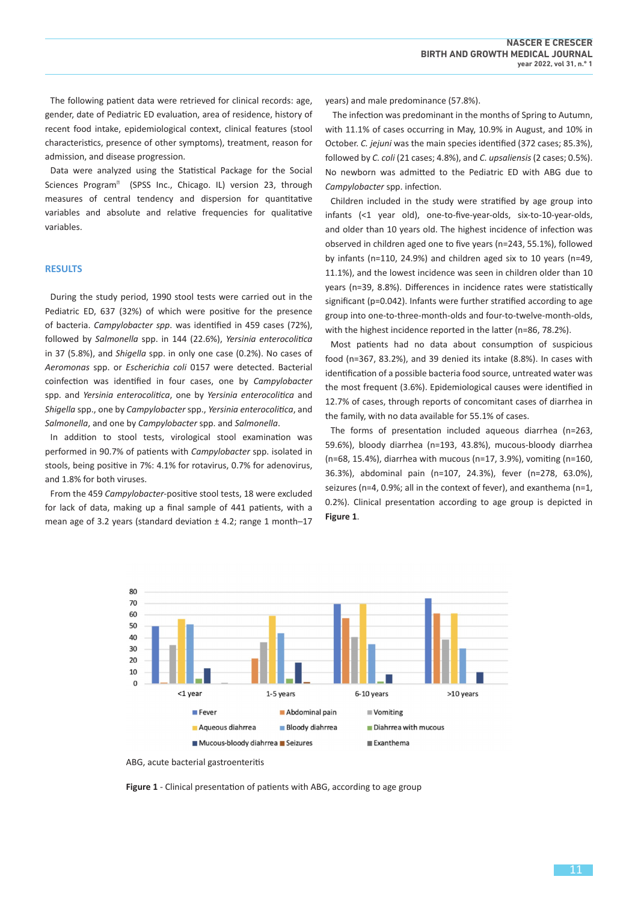The following patient data were retrieved for clinical records: age, gender, date of Pediatric ED evaluation, area of residence, history of recent food intake, epidemiological context, clinical features (stool characteristics, presence of other symptoms), treatment, reason for admission, and disease progression.

Data were analyzed using the Statistical Package for the Social Sciences Program® (SPSS Inc., Chicago. IL) version 23, through measures of central tendency and dispersion for quantitative variables and absolute and relative frequencies for qualitative variables.

## RESULTS

During the study period, 1990 stool tests were carried out in the Pediatric ED, 637 (32%) of which were positive for the presence of bacteria. *Campylobacter spp*. was identified in 459 cases (72%), followed by *Salmonella* spp. in 144 (22.6%), *Yersinia enterocolitica* in 37 (5.8%), and *Shigella* spp. in only one case (0.2%). No cases of *Aeromonas* spp. or *Escherichia coli* 0157 were detected. Bacterial coinfection was identified in four cases, one by *Campylobacter* spp. and *Yersinia enterocolitica*, one by *Yersinia enterocolitica* and *Shigella* spp., one by *Campylobacter* spp., *Yersinia enterocolitica*, and *Salmonella*, and one by *Campylobacter* spp. and *Salmonella*.

In addition to stool tests, virological stool examination was performed in 90.7% of patients with *Campylobacter* spp. isolated in stools, being positive in 7%: 4.1% for rotavirus, 0.7% for adenovirus, and 1.8% for both viruses.

From the 459 *Campylobacter*-positive stool tests, 18 were excluded for lack of data, making up a final sample of 441 patients, with a mean age of 3.2 years (standard deviation ± 4.2; range 1 month–17 years) and male predominance (57.8%).

The infection was predominant in the months of Spring to Autumn, with 11.1% of cases occurring in May, 10.9% in August, and 10% in October. *C. jejuni* was the main species identified (372 cases; 85.3%), followed by *C. coli* (21 cases; 4.8%), and *C. upsaliensis* (2 cases; 0.5%). No newborn was admitted to the Pediatric ED with ABG due to *Campylobacter* spp. infection.

Children included in the study were stratified by age group into infants (<1 year old), one-to-five-year-olds, six-to-10-year-olds, and older than 10 years old. The highest incidence of infection was observed in children aged one to five years (n=243, 55.1%), followed by infants (n=110, 24.9%) and children aged six to 10 years (n=49, 11.1%), and the lowest incidence was seen in children older than 10 years (n=39, 8.8%). Differences in incidence rates were statistically significant ($p=0.042$). Infants were further stratified according to age group into one-to-three-month-olds and four-to-twelve-month-olds, with the highest incidence reported in the latter (n=86, 78.2%).

Most patients had no data about consumption of suspicious food (n=367, 83.2%), and 39 denied its intake (8.8%). In cases with identification of a possible bacteria food source, untreated water was the most frequent (3.6%). Epidemiological causes were identified in 12.7% of cases, through reports of concomitant cases of diarrhea in the family, with no data available for 55.1% of cases.

The forms of presentation included aqueous diarrhea (n=263, 59.6%), bloody diarrhea (n=193, 43.8%), mucous-bloody diarrhea (n=68, 15.4%), diarrhea with mucous (n=17, 3.9%), vomiting (n=160, 36.3%), abdominal pain (n=107, 24.3%), fever (n=278, 63.0%), seizures (n=4, 0.9%; all in the context of fever), and exanthema (n=1, 0.2%). Clinical presentation according to age group is depicted in **Figure 1**.

80
70
60
50
40
30
20
10
0

<1 year
1-5 years
6-10 years
>10 years

Fever
Abdominal pain
Vomiting
Aqueous diahrrea
Bloody diahrrea
Diahrrea with mucous
Mucous-bloody diahrrea
Seizures
Exanthema

ABG, acute bacterial gastroenteritis

**Figure 1** - Clinical presentation of patients with ABG, according to age group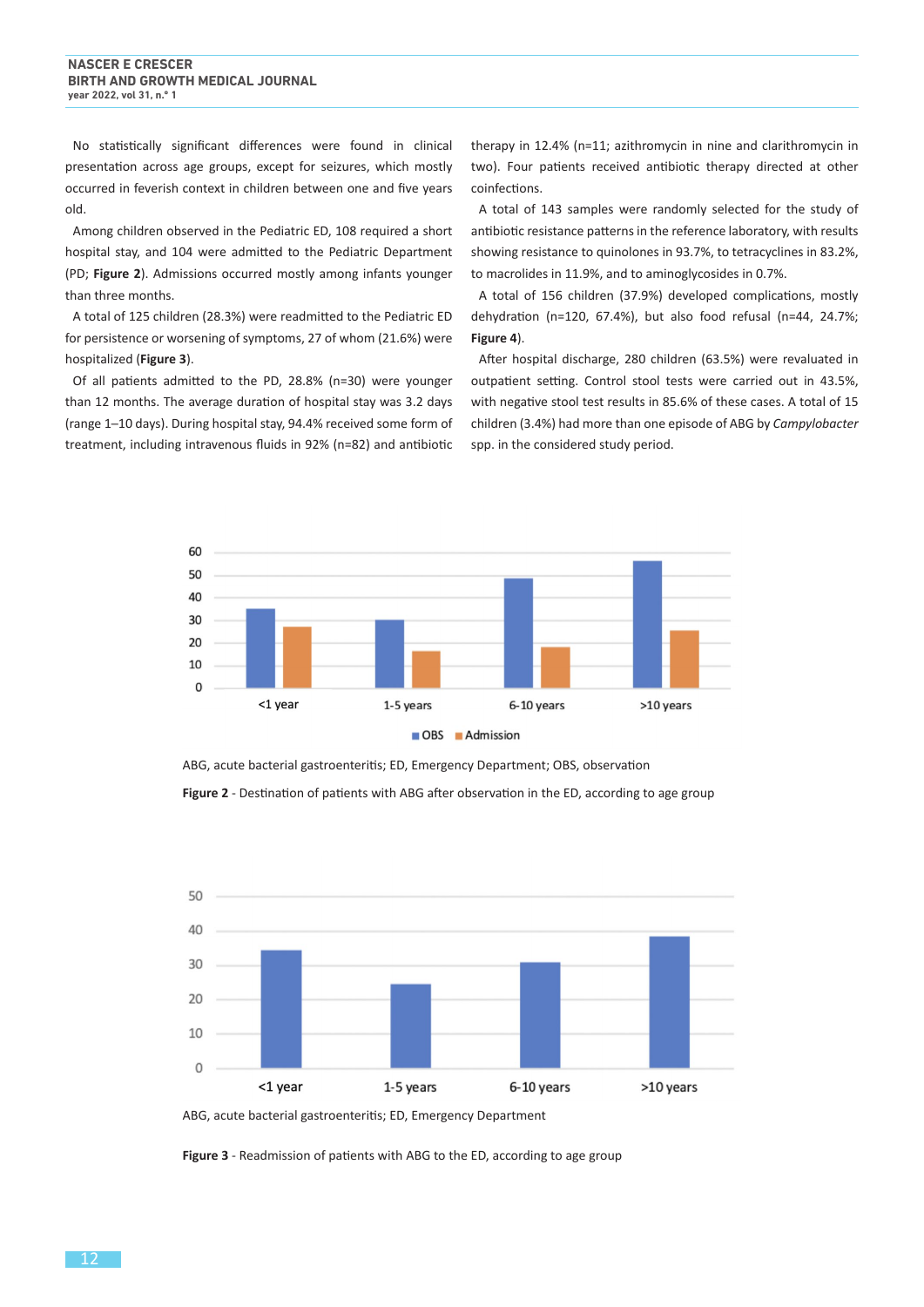No statistically significant differences were found in clinical presentation across age groups, except for seizures, which mostly occurred in feverish context in children between one and five years old.

Among children observed in the Pediatric ED, 108 required a short hospital stay, and 104 were admitted to the Pediatric Department (PD; **Figure 2**). Admissions occurred mostly among infants younger than three months.

A total of 125 children (28.3%) were readmitted to the Pediatric ED for persistence or worsening of symptoms, 27 of whom (21.6%) were hospitalized (**Figure 3**).

Of all patients admitted to the PD, 28.8% (n=30) were younger than 12 months. The average duration of hospital stay was 3.2 days (range 1–10 days). During hospital stay, 94.4% received some form of treatment, including intravenous fluids in 92% (n=82) and antibiotic therapy in 12.4% (n=11; azithromycin in nine and clarithromycin in two). Four patients received antibiotic therapy directed at other coinfections.

A total of 143 samples were randomly selected for the study of antibiotic resistance patterns in the reference laboratory, with results showing resistance to quinolones in 93.7%, to tetracyclines in 83.2%, to macrolides in 11.9%, and to aminoglycosides in 0.7%.

A total of 156 children (37.9%) developed complications, mostly dehydration (n=120, 67.4%), but also food refusal (n=44, 24.7%; **Figure 4**).

After hospital discharge, 280 children (63.5%) were revaluated in outpatient setting. Control stool tests were carried out in 43.5%, with negative stool test results in 85.6% of these cases. A total of 15 children (3.4%) had more than one episode of ABG by *Campylobacter* spp. in the considered study period.

ABG, acute bacterial gastroenteritis; ED, Emergency Department; OBS, observation

**Figure 2** - Destination of patients with ABG after observation in the ED, according to age group

ABG, acute bacterial gastroenteritis; ED, Emergency Department

**Figure 3** - Readmission of patients with ABG to the ED, according to age group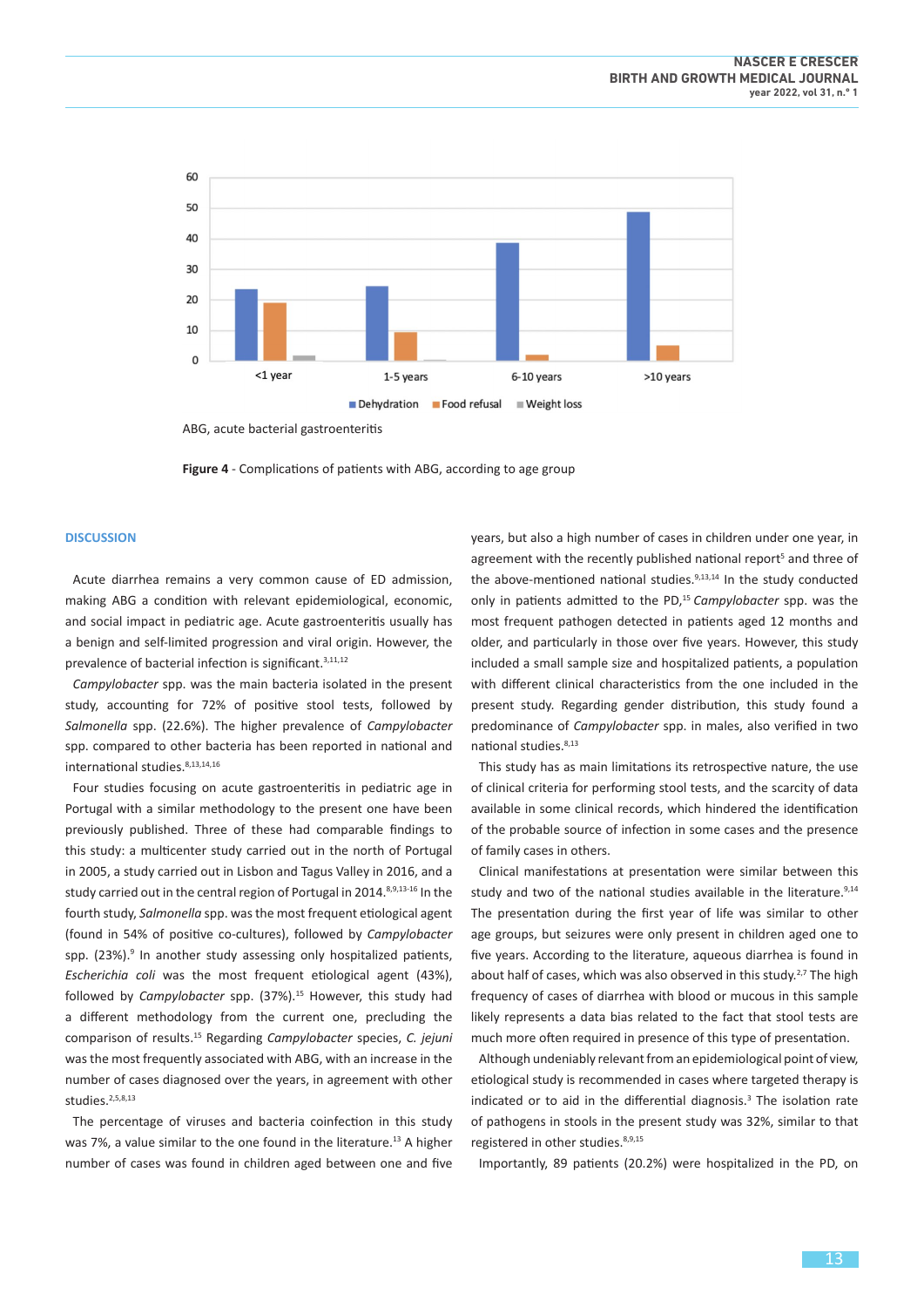60
50
40
30
20
10
0

<1 year
1-5 years
6-10 years
>10 years

Dehydration
Food refusal
Weight loss

ABG, acute bacterial gastroenteritis

**Figure 4** - Complications of patients with ABG, according to age group

## DISCUSSION

Acute diarrhea remains a very common cause of ED admission, making ABG a condition with relevant epidemiological, economic, and social impact in pediatric age. Acute gastroenteritis usually has a benign and self-limited progression and viral origin. However, the prevalence of bacterial infection is significant.[3,11,12]

*Campylobacter* spp. was the main bacteria isolated in the present study, accounting for 72% of positive stool tests, followed by *Salmonella* spp. (22.6%). The higher prevalence of *Campylobacter* spp. compared to other bacteria has been reported in national and international studies.[8,13,14,16]

Four studies focusing on acute gastroenteritis in pediatric age in Portugal with a similar methodology to the present one have been previously published. Three of these had comparable findings to this study: a multicenter study carried out in the north of Portugal in 2005, a study carried out in Lisbon and Tagus Valley in 2016, and a study carried out in the central region of Portugal in 2014.[8,9,13-16] In the fourth study, *Salmonella* spp. was the most frequent etiological agent (found in 54% of positive co-cultures), followed by *Campylobacter* spp. (23%).[9] In another study assessing only hospitalized patients, *Escherichia coli* was the most frequent etiological agent (43%), followed by *Campylobacter* spp. (37%).[15] However, this study had a different methodology from the current one, precluding the comparison of results.[15] Regarding *Campylobacter* species, *C. jejuni* was the most frequently associated with ABG, with an increase in the number of cases diagnosed over the years, in agreement with other studies.[2,5,8,13]

The percentage of viruses and bacteria coinfection in this study was 7%, a value similar to the one found in the literature.[13] A higher number of cases was found in children aged between one and five years, but also a high number of cases in children under one year, in agreement with the recently published national report[5] and three of the above-mentioned national studies.[9,13,14] In the study conducted only in patients admitted to the PD,[15] *Campylobacter* spp. was the most frequent pathogen detected in patients aged 12 months and older, and particularly in those over five years. However, this study included a small sample size and hospitalized patients, a population with different clinical characteristics from the one included in the present study. Regarding gender distribution, this study found a predominance of *Campylobacter* spp. in males, also verified in two national studies.[8,13]

This study has as main limitations its retrospective nature, the use of clinical criteria for performing stool tests, and the scarcity of data available in some clinical records, which hindered the identification of the probable source of infection in some cases and the presence of family cases in others.

Clinical manifestations at presentation were similar between this study and two of the national studies available in the literature.[9,14] The presentation during the first year of life was similar to other age groups, but seizures were only present in children aged one to five years. According to the literature, aqueous diarrhea is found in about half of cases, which was also observed in this study.[2,7] The high frequency of cases of diarrhea with blood or mucous in this sample likely represents a data bias related to the fact that stool tests are much more often required in presence of this type of presentation.

Although undeniably relevant from an epidemiological point of view, etiological study is recommended in cases where targeted therapy is indicated or to aid in the differential diagnosis.[3] The isolation rate of pathogens in stools in the present study was 32%, similar to that registered in other studies.[8,9,15]

Importantly, 89 patients (20.2%) were hospitalized in the PD, on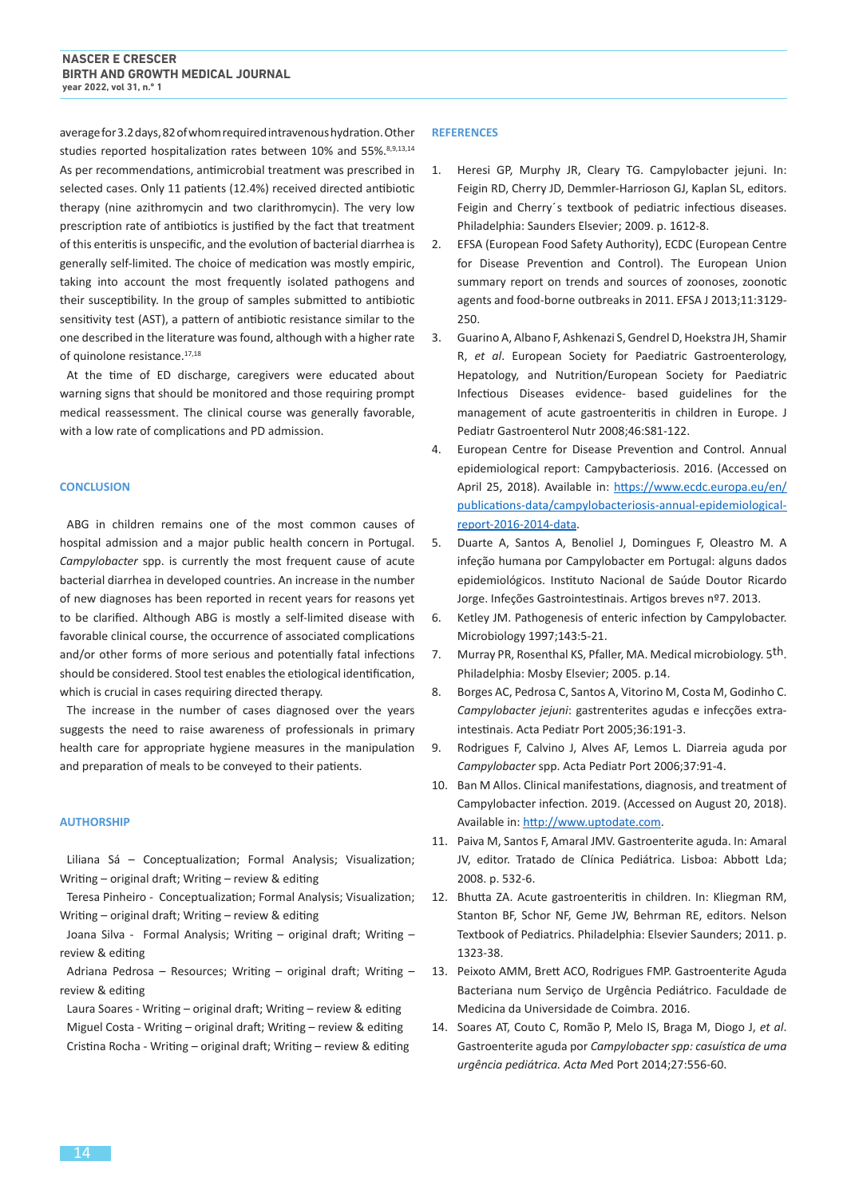average for 3.2 days, 82 of whom required intravenous hydration. Other studies reported hospitalization rates between 10% and 55%.[8,9,13,14] As per recommendations, antimicrobial treatment was prescribed in selected cases. Only 11 patients (12.4%) received directed antibiotic therapy (nine azithromycin and two clarithromycin). The very low prescription rate of antibiotics is justified by the fact that treatment of this enteritis is unspecific, and the evolution of bacterial diarrhea is generally self-limited. The choice of medication was mostly empiric, taking into account the most frequently isolated pathogens and their susceptibility. In the group of samples submitted to antibiotic sensitivity test (AST), a pattern of antibiotic resistance similar to the one described in the literature was found, although with a higher rate of quinolone resistance.[17,18]

At the time of ED discharge, caregivers were educated about warning signs that should be monitored and those requiring prompt medical reassessment. The clinical course was generally favorable, with a low rate of complications and PD admission.

## CONCLUSION

ABG in children remains one of the most common causes of hospital admission and a major public health concern in Portugal. *Campylobacter* spp. is currently the most frequent cause of acute bacterial diarrhea in developed countries. An increase in the number of new diagnoses has been reported in recent years for reasons yet to be clarified. Although ABG is mostly a self-limited disease with favorable clinical course, the occurrence of associated complications and/or other forms of more serious and potentially fatal infections should be considered. Stool test enables the etiological identification, which is crucial in cases requiring directed therapy.

The increase in the number of cases diagnosed over the years suggests the need to raise awareness of professionals in primary health care for appropriate hygiene measures in the manipulation and preparation of meals to be conveyed to their patients.

## AUTHORSHIP

Liliana Sá – Conceptualization; Formal Analysis; Visualization; Writing – original draft; Writing – review & editing

Teresa Pinheiro - Conceptualization; Formal Analysis; Visualization; Writing – original draft; Writing – review & editing

Joana Silva - Formal Analysis; Writing – original draft; Writing – review & editing

Adriana Pedrosa – Resources; Writing – original draft; Writing – review & editing

Laura Soares - Writing – original draft; Writing – review & editing

Miguel Costa - Writing – original draft; Writing – review & editing

Cristina Rocha - Writing – original draft; Writing – review & editing

## REFERENCES

1. Heresi GP, Murphy JR, Cleary TG. Campylobacter jejuni. In: Feigin RD, Cherry JD, Demmler-Harrioson GJ, Kaplan SL, editors. Feigin and Cherry´s textbook of pediatric infectious diseases. Philadelphia: Saunders Elsevier; 2009. p. 1612-8.
2. EFSA (European Food Safety Authority), ECDC (European Centre for Disease Prevention and Control). The European Union summary report on trends and sources of zoonoses, zoonotic agents and food-borne outbreaks in 2011. EFSA J 2013;11:3129-250.
3. Guarino A, Albano F, Ashkenazi S, Gendrel D, Hoekstra JH, Shamir R, *et al*. European Society for Paediatric Gastroenterology, Hepatology, and Nutrition/European Society for Paediatric Infectious Diseases evidence- based guidelines for the management of acute gastroenteritis in children in Europe. J Pediatr Gastroenterol Nutr 2008;46:S81-122.
4. European Centre for Disease Prevention and Control. Annual epidemiological report: Campybacteriosis. 2016. (Accessed on April 25, 2018). Available in: https://www.ecdc.europa.eu/en/publications-data/campylobacteriosis-annual-epidemiological-report-2016-2014-data.
5. Duarte A, Santos A, Benoliel J, Domingues F, Oleastro M. A infeção humana por Campylobacter em Portugal: alguns dados epidemiológicos. Instituto Nacional de Saúde Doutor Ricardo Jorge. Infeções Gastrointestinais. Artigos breves nº7. 2013.
6. Ketley JM. Pathogenesis of enteric infection by Campylobacter. Microbiology 1997;143:5-21.
7. Murray PR, Rosenthal KS, Pfaller, MA. Medical microbiology. 5th. Philadelphia: Mosby Elsevier; 2005. p.14.
8. Borges AC, Pedrosa C, Santos A, Vitorino M, Costa M, Godinho C. *Campylobacter jejuni*: gastrenterites agudas e infecções extra-intestinais. Acta Pediatr Port 2005;36:191-3.
9. Rodrigues F, Calvino J, Alves AF, Lemos L. Diarreia aguda por *Campylobacter* spp. Acta Pediatr Port 2006;37:91-4.
10. Ban M Allos. Clinical manifestations, diagnosis, and treatment of Campylobacter infection. 2019. (Accessed on August 20, 2018). Available in: http://www.uptodate.com.
11. Paiva M, Santos F, Amaral JMV. Gastroenterite aguda. In: Amaral JV, editor. Tratado de Clínica Pediátrica. Lisboa: Abbott Lda; 2008. p. 532-6.
12. Bhutta ZA. Acute gastroenteritis in children. In: Kliegman RM, Stanton BF, Schor NF, Geme JW, Behrman RE, editors. Nelson Textbook of Pediatrics. Philadelphia: Elsevier Saunders; 2011. p. 1323-38.
13. Peixoto AMM, Brett ACO, Rodrigues FMP. Gastroenterite Aguda Bacteriana num Serviço de Urgência Pediátrico. Faculdade de Medicina da Universidade de Coimbra. 2016.
14. Soares AT, Couto C, Romão P, Melo IS, Braga M, Diogo J, *et al*. Gastroenterite aguda por *Campylobacter spp: casuística de uma urgência pediátrica. Acta Me*d Port 2014;27:556-60.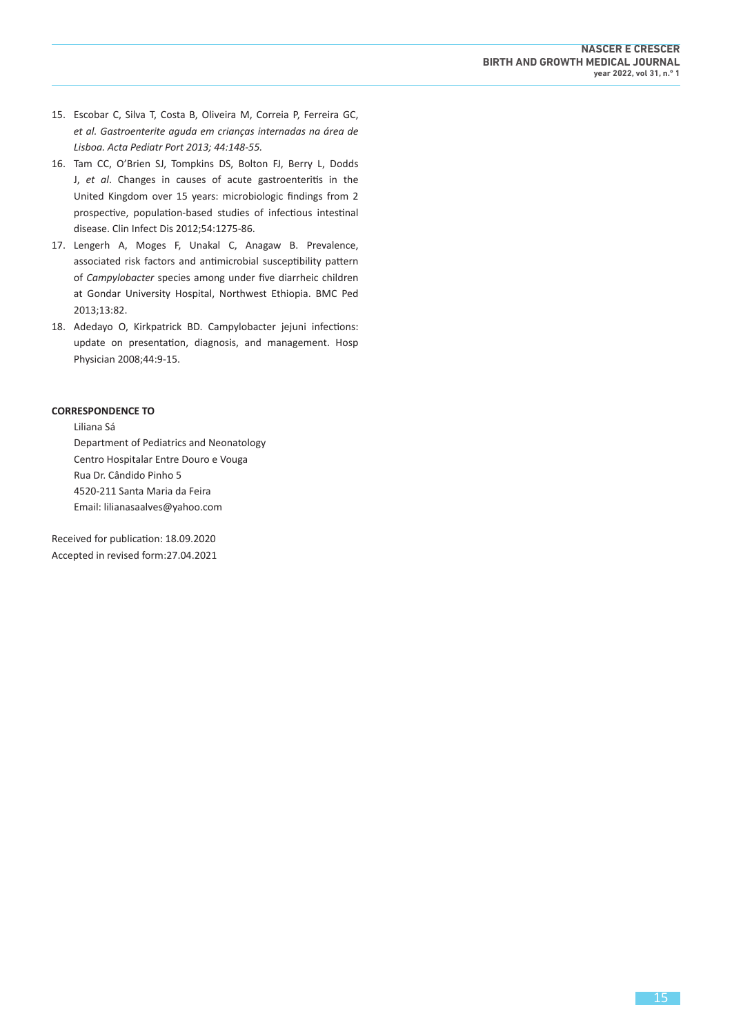15. Escobar C, Silva T, Costa B, Oliveira M, Correia P, Ferreira GC, *et al. Gastroenterite aguda em crianças internadas na área de Lisboa. Acta Pediatr Port 2013; 44:148-55.*
16. Tam CC, O'Brien SJ, Tompkins DS, Bolton FJ, Berry L, Dodds J, *et al*. Changes in causes of acute gastroenteritis in the United Kingdom over 15 years: microbiologic findings from 2 prospective, population-based studies of infectious intestinal disease. Clin Infect Dis 2012;54:1275-86.
17. Lengerh A, Moges F, Unakal C, Anagaw B. Prevalence, associated risk factors and antimicrobial susceptibility pattern of *Campylobacter* species among under five diarrheic children at Gondar University Hospital, Northwest Ethiopia. BMC Ped 2013;13:82.
18. Adedayo O, Kirkpatrick BD. Campylobacter jejuni infections: update on presentation, diagnosis, and management. Hosp Physician 2008;44:9-15.

**CORRESPONDENCE TO**

Liliana Sá
Department of Pediatrics and Neonatology
Centro Hospitalar Entre Douro e Vouga
Rua Dr. Cândido Pinho 5
4520-211 Santa Maria da Feira
Email: lilianasaalves@yahoo.com

Received for publication: 18.09.2020
Accepted in revised form:27.04.2021